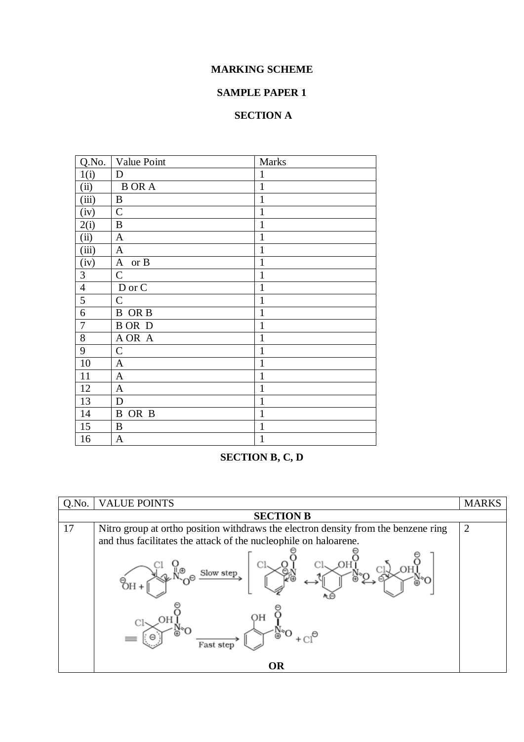**MARKING SCHEME**

**SAMPLE PAPER 1**

**SECTION A**

| Q.No. | Value Point | Marks |
|---|---|---|
| 1(i) | D | 1 |
| (ii) | B OR A | 1 |
| (iii) | B | 1 |
| (iv) | C | 1 |
| 2(i) | B | 1 |
| (ii) | A | 1 |
| (iii) | A | 1 |
| (iv) | A or B | 1 |
| 3 | C | 1 |
| 4 | D or C | 1 |
| 5 | C | 1 |
| 6 | B OR B | 1 |
| 7 | B OR D | 1 |
| 8 | A OR A | 1 |
| 9 | C | 1 |
| 10 | A | 1 |
| 11 | A | 1 |
| 12 | A | 1 |
| 13 | D | 1 |
| 14 | B OR B | 1 |
| 15 | B | 1 |
| 16 | A | 1 |

**SECTION B, C, D**

| Q.No. | VALUE POINTS | MARKS |
|---|---|---|
| | **SECTION B** | |
| 17 | Nitro group at ortho position withdraws the electron density from the benzene ring and thus facilitates the attack of the nucleophile on haloarene. <br> $^{\ominus}OH$ + o-chloronitrobenzene $\xrightarrow{\text{Slow step}}$ [resonance structures of the intermediate carbanion] $\equiv$ intermediate $\xrightarrow{\text{Fast step}}$ o-nitrophenol + $Cl^{\ominus}$ | 2 |
| | **OR** | |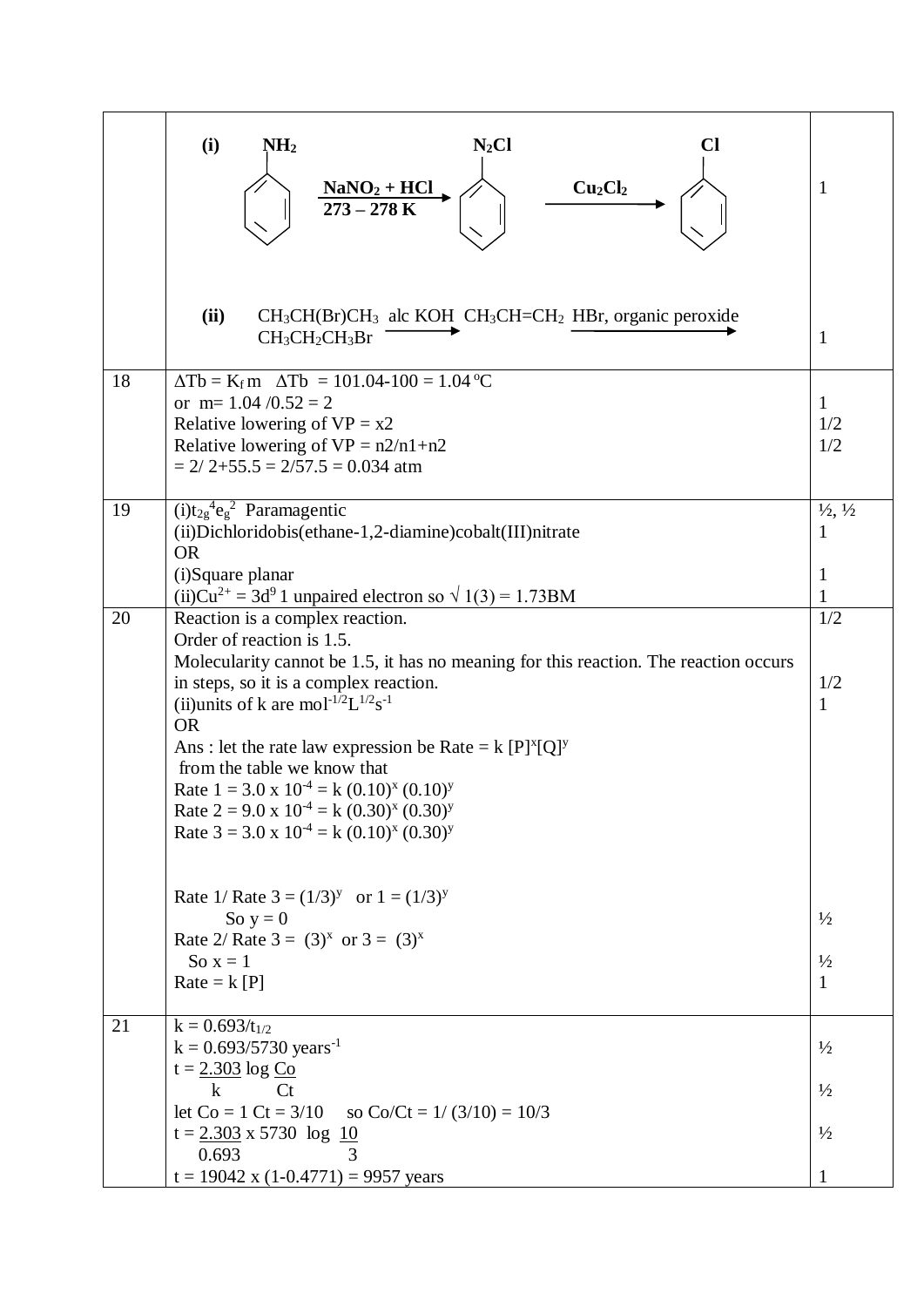| | | |
|---|---|---|
| | **(i)** $NH_2$ (benzene) $\xrightarrow[273 - 278\ K]{NaNO_2 + HCl}$ $N_2Cl$ (benzene) $\xrightarrow{Cu_2Cl_2}$ $Cl$ (benzene)<br><br>**(ii)** $CH_3CH(Br)CH_3$ $\xrightarrow{\text{alc KOH}}$ $CH_3CH{=}CH_2$ $\xrightarrow{\text{HBr, organic peroxide}}$ $CH_3CH_2CH_3Br$ | 1<br><br><br><br>1 |
| 18 | $\Delta Tb = K_f\, m$ $\Delta Tb = 101.04\text{-}100 = 1.04\ ^oC$<br>or m= 1.04 /0.52 = 2<br>Relative lowering of VP = x2<br>Relative lowering of VP = n2/n1+n2<br>= 2/ 2+55.5 = 2/57.5 = 0.034 atm | <br>1<br>1/2<br>1/2 |
| 19 | (i)$t_{2g}^4 e_g^2$ Paramagentic<br>(ii)Dichloridobis(ethane-1,2-diamine)cobalt(III)nitrate<br>OR<br>(i)Square planar<br>(ii)$Cu^{2+} = 3d^9$ 1 unpaired electron so $\sqrt{1(3)}$ = 1.73BM | ½, ½<br>1<br><br>1<br>1 |
| 20 | Reaction is a complex reaction.<br>Order of reaction is 1.5.<br>Molecularity cannot be 1.5, it has no meaning for this reaction. The reaction occurs in steps, so it is a complex reaction.<br>(ii)units of k are $mol^{-1/2}L^{1/2}s^{-1}$<br>OR<br>Ans : let the rate law expression be Rate = k $[P]^x[Q]^y$<br>from the table we know that<br>Rate 1 = 3.0 x $10^{-4}$ = k $(0.10)^x$ $(0.10)^y$<br>Rate 2 = 9.0 x $10^{-4}$ = k $(0.30)^x$ $(0.30)^y$<br>Rate 3 = 3.0 x $10^{-4}$ = k $(0.10)^x$ $(0.30)^y$<br><br>Rate 1/ Rate 3 = $(1/3)^y$ or 1 = $(1/3)^y$<br>So y = 0<br>Rate 2/ Rate 3 = $(3)^x$ or 3 = $(3)^x$<br>So x = 1<br>Rate = k [P] | 1/2<br><br><br>1/2<br>1<br><br><br><br><br><br><br><br><br>½<br><br>½<br>1 |
| 21 | $k = 0.693/t_{1/2}$<br>k = 0.693/5730 $years^{-1}$<br>$t = \frac{2.303}{k} \log \frac{Co}{Ct}$<br>let Co = 1 Ct = 3/10 so Co/Ct = 1/ (3/10) = 10/3<br>$t = \frac{2.303}{0.693} \times 5730 \log \frac{10}{3}$<br>t = 19042 x (1-0.4771) = 9957 years | <br>½<br>½<br><br>½<br>1 |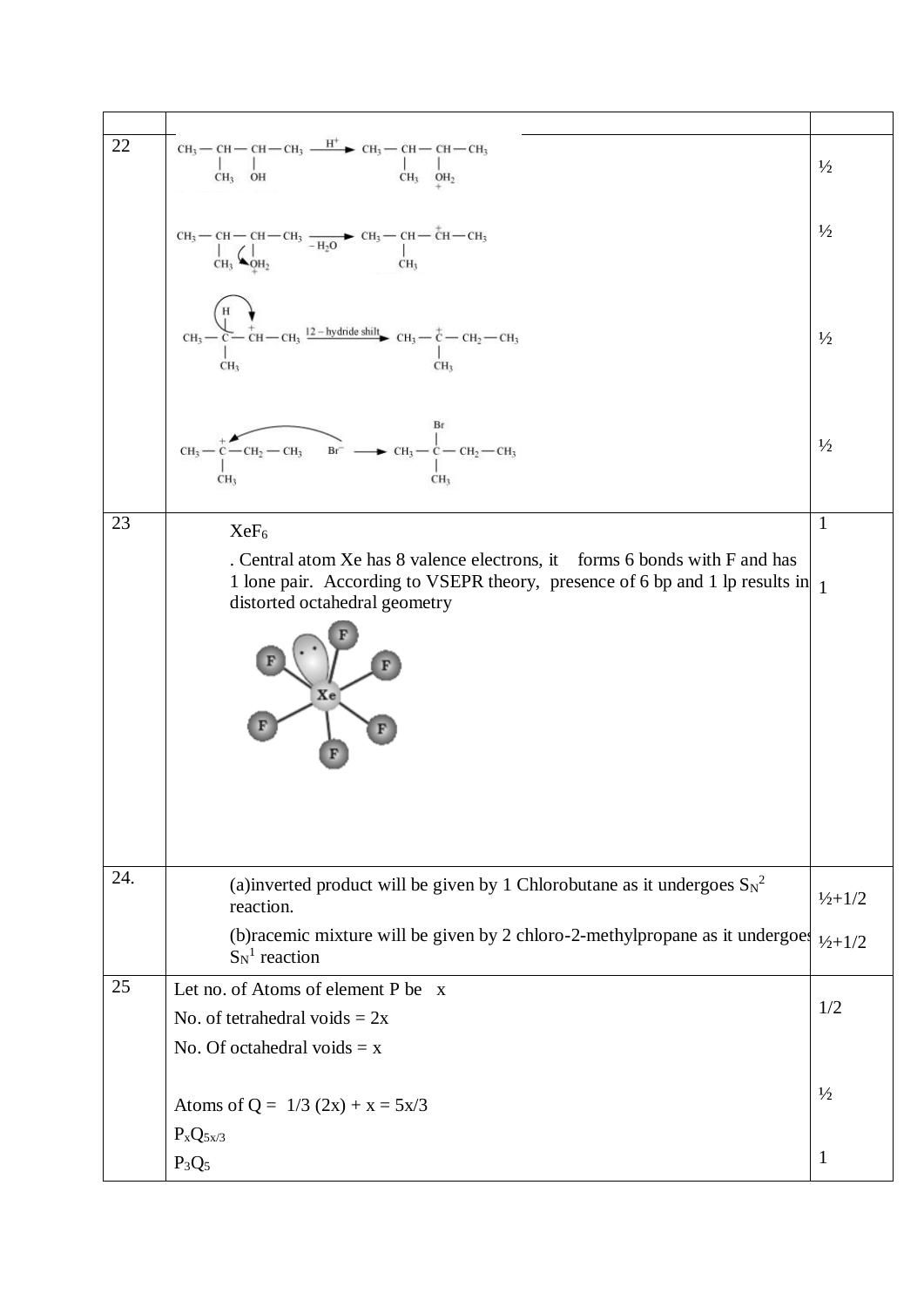| | | |
|---|---|---|
| 22 | $CH_3-CH(CH_3)-CH(OH)-CH_3 \xrightarrow{H^+} CH_3-CH(CH_3)-CH(\overset{+}{O}H_2)-CH_3$ | ½ |
| | $CH_3-CH(CH_3)-CH(\overset{+}{O}H_2)-CH_3 \xrightarrow{-H_2O} CH_3-CH(CH_3)-\overset{+}{C}H-CH_3$ | ½ |
| | $CH_3-C(H)(CH_3)-\overset{+}{C}H-CH_3 \xrightarrow{1,2-\text{hydride shift}} CH_3-\overset{+}{C}(CH_3)-CH_2-CH_3$ | ½ |
| | $CH_3-\overset{+}{C}(CH_3)-CH_2-CH_3 \quad Br^- \longrightarrow CH_3-C(Br)(CH_3)-CH_2-CH_3$ | ½ |
| 23 | $XeF_6$<br>. Central atom Xe has 8 valence electrons, it forms 6 bonds with F and has 1 lone pair. According to VSEPR theory, presence of 6 bp and 1 lp results in distorted octahedral geometry | 1<br><br>1 |
| 24. | (a)inverted product will be given by 1 Chlorobutane as it undergoes $S_N2$ reaction.<br>(b)racemic mixture will be given by 2 chloro-2-methylpropane as it undergoes $S_N1$ reaction | ½+1/2<br><br>½+1/2 |
| 25 | Let no. of Atoms of element P be x<br>No. of tetrahedral voids = 2x<br>No. Of octahedral voids = x<br><br>Atoms of Q = 1/3 (2x) + x = 5x/3<br>$P_xQ_{5x/3}$<br>$P_3Q_5$ | 1/2<br><br><br>½<br><br>1 |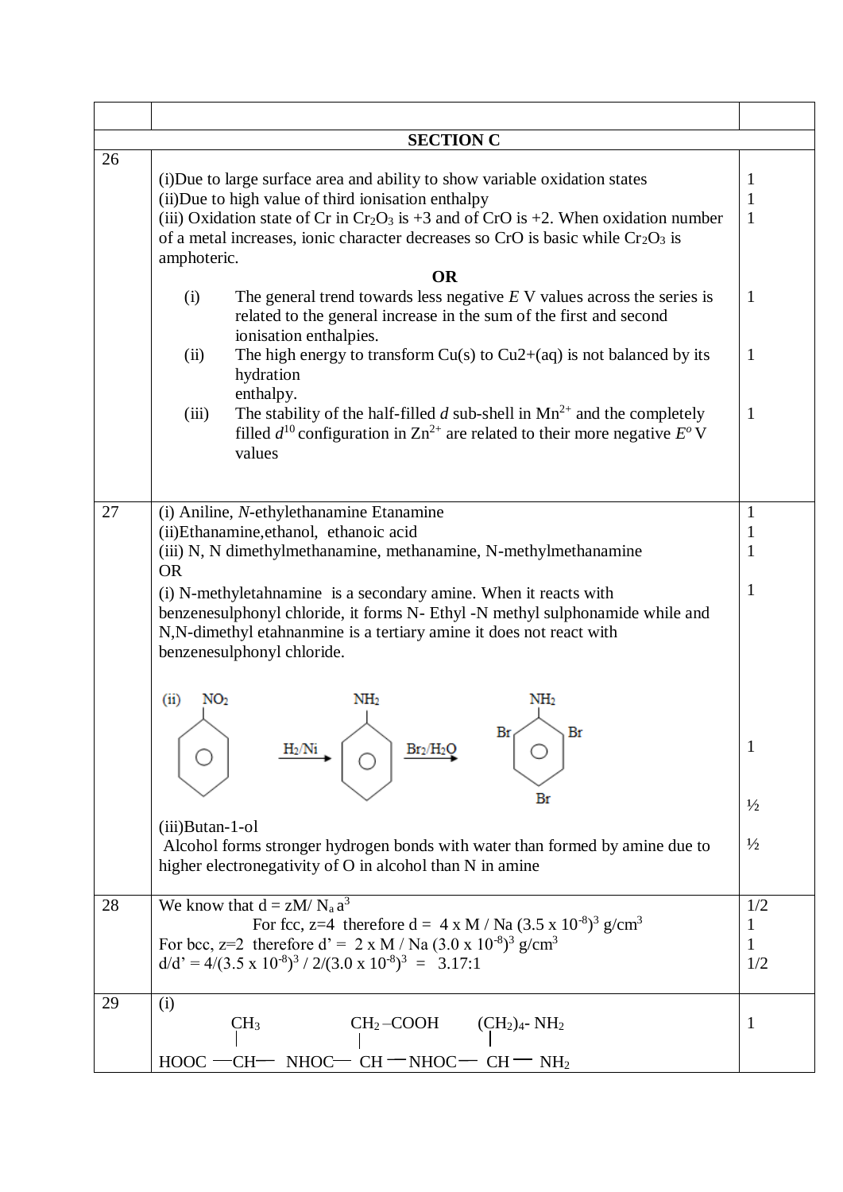| | | |
|---|---|---|
| | | |
| | **SECTION C** | |
| 26 | (i)Due to large surface area and ability to show variable oxidation states<br>(ii)Due to high value of third ionisation enthalpy<br>(iii) Oxidation state of Cr in $Cr_2O_3$ is +3 and of CrO is +2. When oxidation number of a metal increases, ionic character decreases so CrO is basic while $Cr_2O_3$ is amphoteric.<br>**OR**<br>(i) The general trend towards less negative *E* V values across the series is related to the general increase in the sum of the first and second ionisation enthalpies.<br>(ii) The high energy to transform Cu(s) to Cu2+(aq) is not balanced by its hydration enthalpy.<br>(iii) The stability of the half-filled *d* sub-shell in $Mn^{2+}$ and the completely filled $d^{10}$ configuration in $Zn^{2+}$ are related to their more negative $E^o$ V values | 1<br>1<br>1<br><br><br>1<br><br>1<br><br>1 |
| 27 | (i) Aniline, *N*-ethylethanamine Etanamine<br>(ii)Ethanamine,ethanol, ethanoic acid<br>(iii) N, N dimethylmethanamine, methanamine, N-methylmethanamine<br>OR<br>(i) N-methyletahnamine is a secondary amine. When it reacts with benzenesulphonyl chloride, it forms N- Ethyl -N methyl sulphonamide while and N,N-dimethyl etahnanmine is a tertiary amine it does not react with benzenesulphonyl chloride.<br>(ii) Nitrobenzene $\xrightarrow{H_2/Ni}$ Aniline $\xrightarrow{Br_2/H_2O}$ 2,4,6-Tribromoaniline<br>(iii)Butan-1-ol<br>Alcohol forms stronger hydrogen bonds with water than formed by amine due to higher electronegativity of O in alcohol than N in amine | 1<br>1<br>1<br><br>1<br><br>1<br>½<br>½ |
| 28 | We know that $d = zM/ N_a a^3$<br>For fcc, z=4 therefore $d = 4 \times M / Na (3.5 \times 10^{-8})^3$ g/cm$^3$<br>For bcc, z=2 therefore $d' = 2 \times M / Na (3.0 \times 10^{-8})^3$ g/cm$^3$<br>$d/d' = 4/(3.5 \times 10^{-8})^3 / 2/(3.0 \times 10^{-8})^3 = 3.17:1$ | 1/2<br>1<br>1<br>1/2 |
| 29 | (i)<br>HOOC—CH($CH_3$)—NHOC—CH($CH_2$–COOH)—NHOC—CH($(CH_2)_4$- $NH_2$)—$NH_2$ | 1 |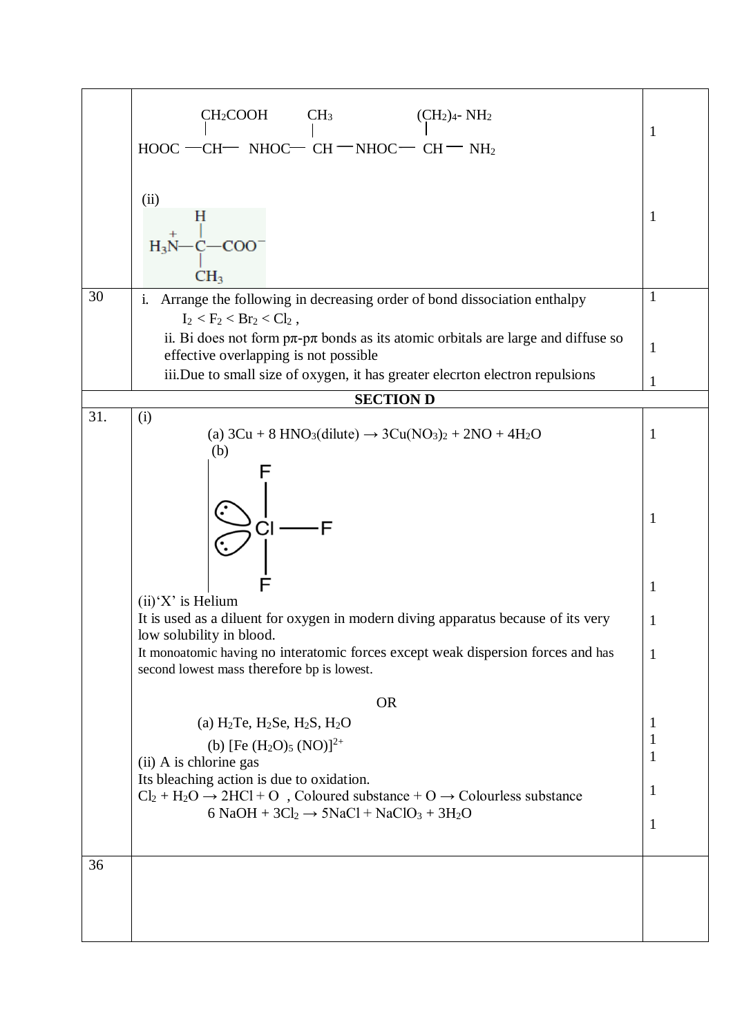| | | |
|---|---|---|
| | $CH_2COOH$ &nbsp;&nbsp;&nbsp; $CH_3$ &nbsp;&nbsp;&nbsp; $(CH_2)_4$- $NH_2$<br>HOOC —CH— NHOC— CH —NHOC— CH — $NH_2$ | 1 |
| | (ii)<br>$H_3\overset{+}{N}$—C(H)($CH_3$)—$COO^-$ | 1 |
| 30 | i. Arrange the following in decreasing order of bond dissociation enthalpy<br>$I_2 < F_2 < Br_2 < Cl_2$ ,<br>ii. Bi does not form pπ-pπ bonds as its atomic orbitals are large and diffuse so effective overlapping is not possible<br>iii.Due to small size of oxygen, it has greater elecrton electron repulsions | 1<br><br>1<br><br>1 |
| | **SECTION D** | |
| 31. | (i)<br>(a) $3Cu + 8\ HNO_3(dilute) \rightarrow 3Cu(NO_3)_2 + 2NO + 4H_2O$<br>(b) [Structure of $ClF_3$: Cl bonded to three F atoms with two lone pairs]<br>(ii)'X' is Helium<br>It is used as a diluent for oxygen in modern diving apparatus because of its very low solubility in blood.<br>It monoatomic having no interatomic forces except weak dispersion forces and has second lowest mass therefore bp is lowest.<br><br>OR<br><br>(a) $H_2Te$, $H_2Se$, $H_2S$, $H_2O$<br>(b) $[Fe(H_2O)_5(NO)]^{2+}$<br>(ii) A is chlorine gas<br>Its bleaching action is due to oxidation.<br>$Cl_2 + H_2O \rightarrow 2HCl + O$ , Coloured substance + O → Colourless substance<br>$6\ NaOH + 3Cl_2 \rightarrow 5NaCl + NaClO_3 + 3H_2O$ | 1<br><br>1<br><br>1<br>1<br>1<br><br><br><br>1<br>1<br>1<br><br>1<br><br>1 |
| 36 | | |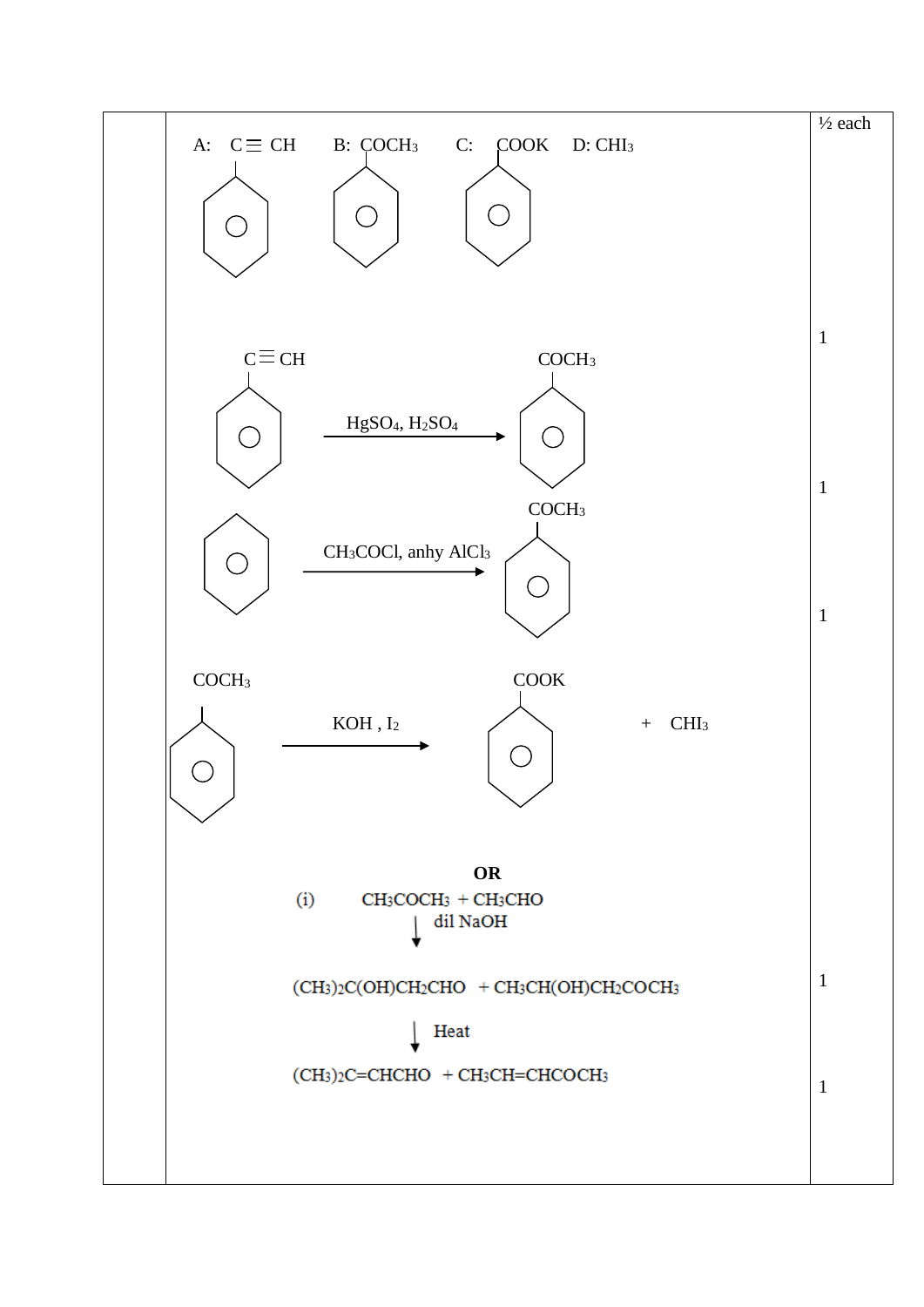| | | |
|---|---|---|
| | A: $C_6H_5C\equiv CH$ &nbsp;&nbsp; B: $C_6H_5COCH_3$ &nbsp;&nbsp; C: $C_6H_5COOK$ &nbsp;&nbsp; D: $CHI_3$ | ½ each |
| | $C_6H_5C\equiv CH \xrightarrow{HgSO_4,\ H_2SO_4} C_6H_5COCH_3$ | 1 |
| | $C_6H_6 \xrightarrow{CH_3COCl,\ \text{anhy } AlCl_3} C_6H_5COCH_3$ | 1 |
| | $C_6H_5COCH_3 \xrightarrow{KOH\ ,\ I_2} C_6H_5COOK + CHI_3$ | 1 |
| | **OR** | |
| | (i) $CH_3COCH_3 + CH_3CHO$ $\xrightarrow{\text{dil NaOH}}$ $(CH_3)_2C(OH)CH_2CHO + CH_3CH(OH)CH_2COCH_3$ | 1 |
| | $\xrightarrow{\text{Heat}}$ $(CH_3)_2C{=}CHCHO + CH_3CH{=}CHCOCH_3$ | 1 |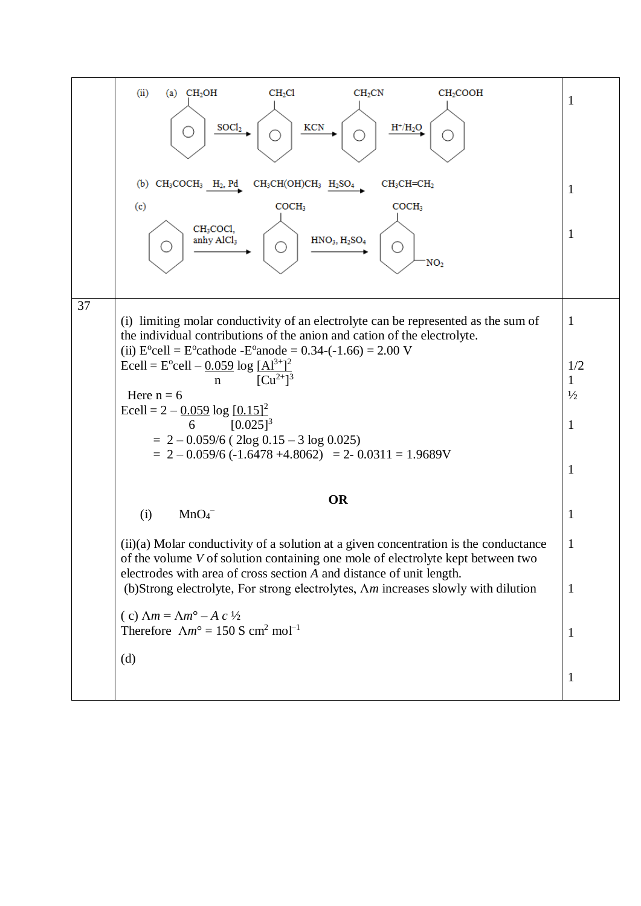| | | |
|---|---|---|
| | (ii) (a) $C_6H_5CH_2OH \xrightarrow{SOCl_2} C_6H_5CH_2Cl \xrightarrow{KCN} C_6H_5CH_2CN \xrightarrow{H^+/H_2O} C_6H_5CH_2COOH$ | 1 |
| | (b) $CH_3COCH_3 \xrightarrow{H_2,\ Pd} CH_3CH(OH)CH_3 \xrightarrow{H_2SO_4} CH_3CH{=}CH_2$ | 1 |
| | (c) $C_6H_6 \xrightarrow{CH_3COCl,\ anhy\ AlCl_3} C_6H_5COCH_3 \xrightarrow{HNO_3,\ H_2SO_4}$ $m\text{-}NO_2C_6H_4COCH_3$ | 1 |
| 37 | (i) limiting molar conductivity of an electrolyte can be represented as the sum of the individual contributions of the anion and cation of the electrolyte. | 1 |
| | (ii) $E^o$cell = $E^o$cathode - $E^o$anode = 0.34-(-1.66) = 2.00 V | |
| | $E_{cell} = E^o_{cell} - \frac{0.059}{n} \log \frac{[Al^{3+}]^2}{[Cu^{2+}]^3}$ | 1/2<br>1 |
| | Here n = 6 | ½ |
| | $E_{cell} = 2 - \frac{0.059}{6} \log \frac{[0.15]^2}{[0.025]^3}$ | 1 |
| | = 2 – 0.059/6 ( 2log 0.15 – 3 log 0.025) | |
| | = 2 – 0.059/6 (-1.6478 +4.8062) = 2- 0.0311 = 1.9689V | 1 |
| | **OR** | |
| | (i) $MnO_4^-$ | 1 |
| | (ii)(a) Molar conductivity of a solution at a given concentration is the conductance of the volume *V* of solution containing one mole of electrolyte kept between two electrodes with area of cross section *A* and distance of unit length. | 1 |
| | (b)Strong electrolyte, For strong electrolytes, $\Lambda m$ increases slowly with dilution | 1 |
| | ( c) $\Lambda m = \Lambda m^\circ - A\, c^{½}$<br>Therefore $\Lambda m^\circ$ = 150 S cm$^2$ mol$^{-1}$ | 1 |
| | (d) | 1 |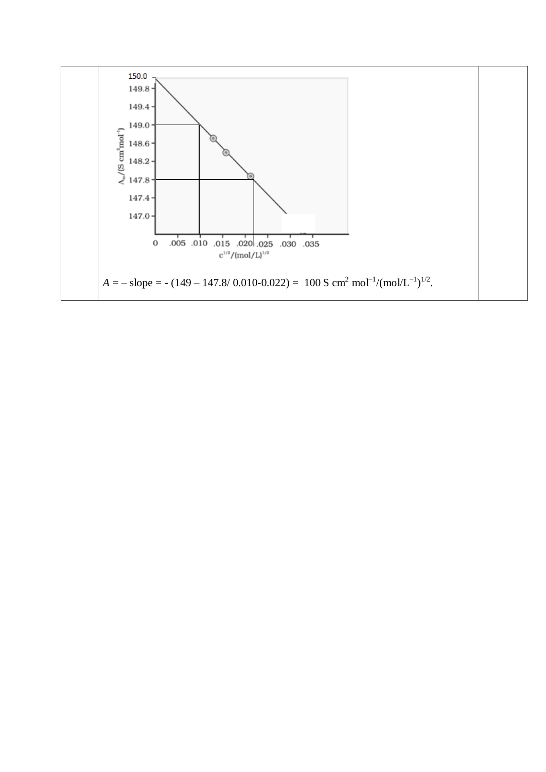| | | |
|---|---|---|
| | 150.0<br>149.8<br>149.4<br>149.0<br>148.6<br>148.2<br>147.8<br>147.4<br>147.0<br>$\Lambda_m$/(S cm$^2$mol$^{-1}$)<br>0 .005 .010 .015 .020 .025 .030 .035<br>$c^{1/2}$/(mol/L)$^{1/2}$<br><br>$A$ = – slope = - (149 – 147.8/ 0.010-0.022) = 100 S cm$^2$ mol$^{-1}$/(mol/L$^{-1}$)$^{1/2}$. | |